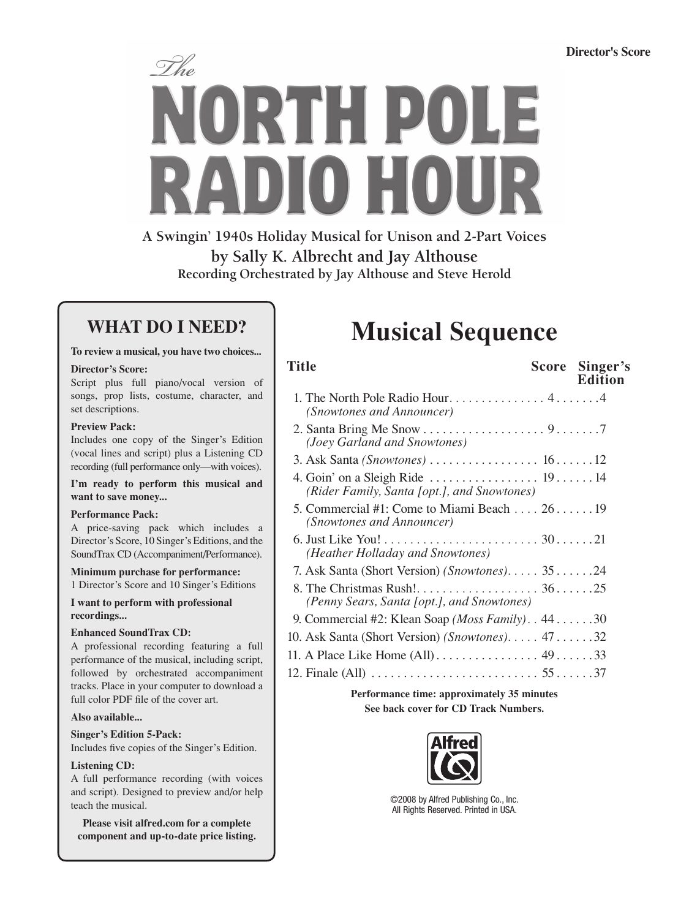Director's Score

# *The* NORTH POLE RADIO HOUR

A Swingin' 1940s Holiday Musical for Unison and 2-Part Voices

by Sally K. Albrecht and Jay Althouse

Recording Orchestrated by Jay Althouse and Steve Herold

## WHAT DO I NEED?

**To review a musical, you have two choices...**

**Director's Score:**
Script plus full piano/vocal version of songs, prop lists, costume, character, and set descriptions.

**Preview Pack:**
Includes one copy of the Singer's Edition (vocal lines and script) plus a Listening CD recording (full performance only—with voices).

**I'm ready to perform this musical and want to save money...**

**Performance Pack:**
A price-saving pack which includes a Director's Score, 10 Singer's Editions, and the SoundTrax CD (Accompaniment/Performance).

**Minimum purchase for performance:**
1 Director's Score and 10 Singer's Editions

**I want to perform with professional recordings...**

**Enhanced SoundTrax CD:**
A professional recording featuring a full performance of the musical, including script, followed by orchestrated accompaniment tracks. Place in your computer to download a full color PDF file of the cover art.

**Also available...**

**Singer's Edition 5-Pack:**
Includes five copies of the Singer's Edition.

**Listening CD:**
A full performance recording (with voices and script). Designed to preview and/or help teach the musical.

**Please visit alfred.com for a complete component and up-to-date price listing.**

## Musical Sequence

| Title | Score | Singer's Edition |
|---|---|---|
| 1. The North Pole Radio Hour *(Snowtones and Announcer)* | 4 | 4 |
| 2. Santa Bring Me Snow *(Joey Garland and Snowtones)* | 9 | 7 |
| 3. Ask Santa *(Snowtones)* | 16 | 12 |
| 4. Goin' on a Sleigh Ride *(Rider Family, Santa [opt.], and Snowtones)* | 19 | 14 |
| 5. Commercial #1: Come to Miami Beach *(Snowtones and Announcer)* | 26 | 19 |
| 6. Just Like You! *(Heather Holladay and Snowtones)* | 30 | 21 |
| 7. Ask Santa (Short Version) *(Snowtones)* | 35 | 24 |
| 8. The Christmas Rush! *(Penny Sears, Santa [opt.], and Snowtones)* | 36 | 25 |
| 9. Commercial #2: Klean Soap *(Moss Family)* | 44 | 30 |
| 10. Ask Santa (Short Version) *(Snowtones)* | 47 | 32 |
| 11. A Place Like Home (All) | 49 | 33 |
| 12. Finale (All) | 55 | 37 |

**Performance time: approximately 35 minutes**

**See back cover for CD Track Numbers.**

Alfred

©2008 by Alfred Publishing Co., Inc.
All Rights Reserved. Printed in USA.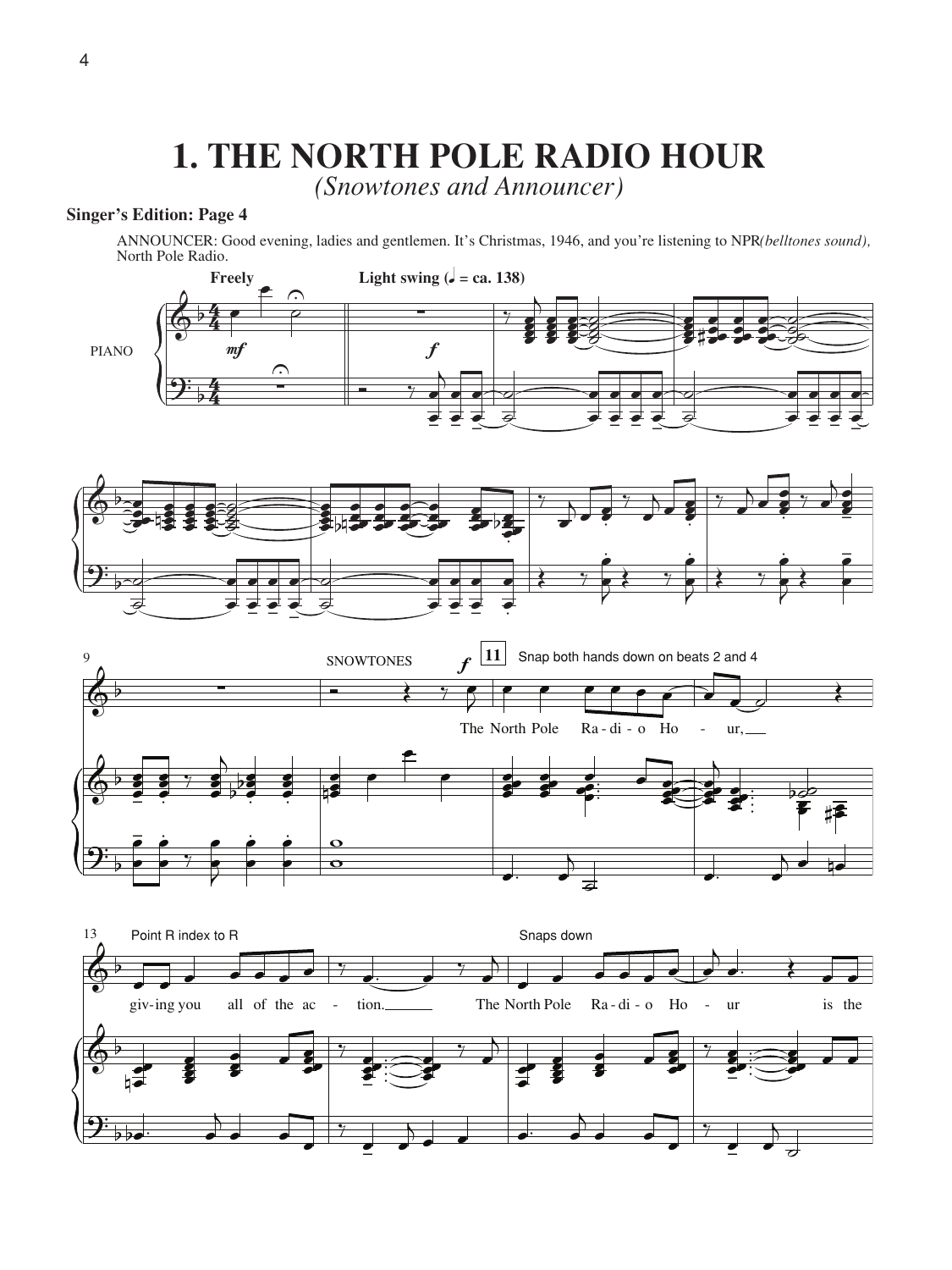# 1. THE NORTH POLE RADIO HOUR

*(Snowtones and Announcer)*

**Singer's Edition: Page 4**

ANNOUNCER: Good evening, ladies and gentlemen. It's Christmas, 1946, and you're listening to NPR *(belltones sound),* North Pole Radio.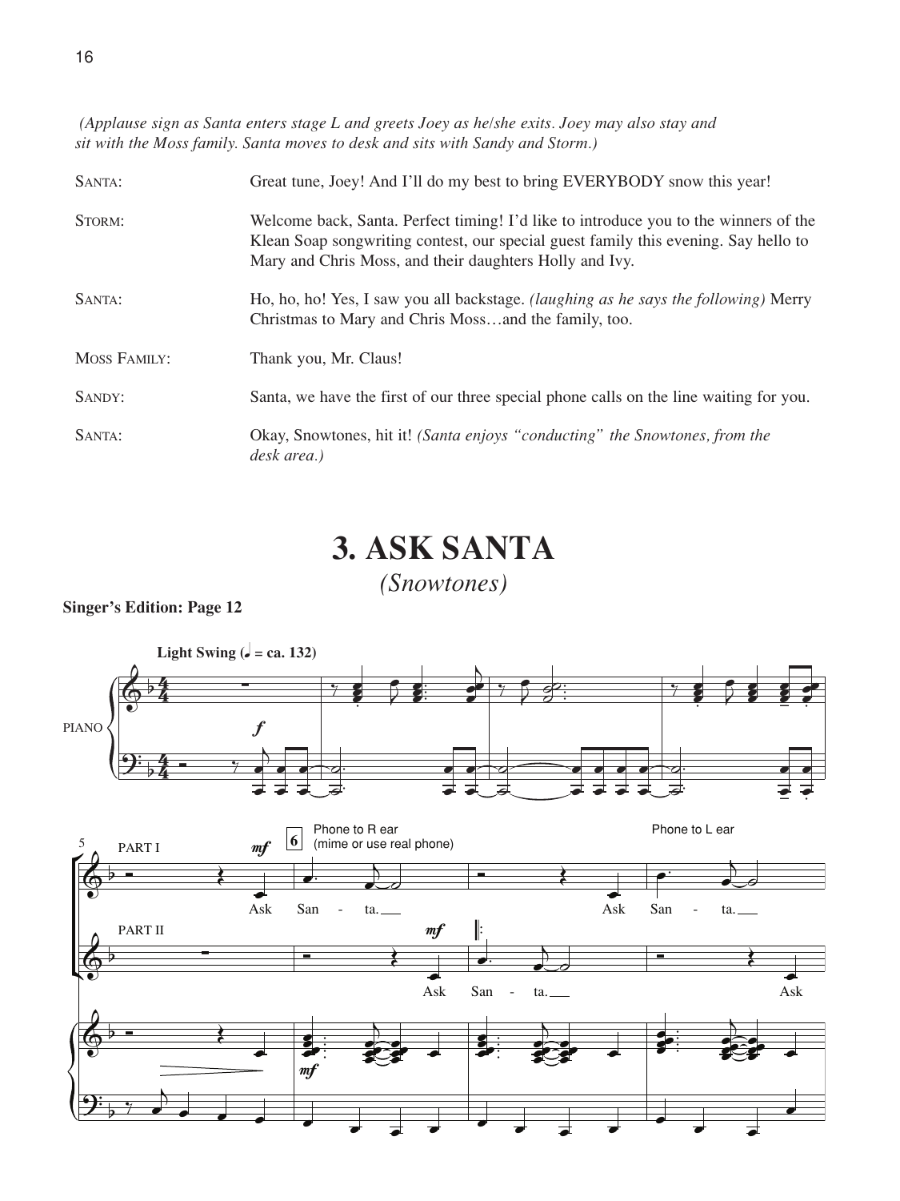*(Applause sign as Santa enters stage L and greets Joey as he/she exits. Joey may also stay and sit with the Moss family. Santa moves to desk and sits with Sandy and Storm.)*

| | |
|---|---|
| SANTA: | Great tune, Joey! And I'll do my best to bring EVERYBODY snow this year! |
| STORM: | Welcome back, Santa. Perfect timing! I'd like to introduce you to the winners of the Klean Soap songwriting contest, our special guest family this evening. Say hello to Mary and Chris Moss, and their daughters Holly and Ivy. |
| SANTA: | Ho, ho, ho! Yes, I saw you all backstage. *(laughing as he says the following)* Merry Christmas to Mary and Chris Moss…and the family, too. |
| MOSS FAMILY: | Thank you, Mr. Claus! |
| SANDY: | Santa, we have the first of our three special phone calls on the line waiting for you. |
| SANTA: | Okay, Snowtones, hit it! *(Santa enjoys "conducting" the Snowtones, from the desk area.)* |

# 3. ASK SANTA

*(Snowtones)*

**Singer's Edition: Page 12**

**Light Swing (♩. = ca. 132)**

PIANO

f

5 PART I

PART II

mf

6

Phone to R ear (mime or use real phone)

Phone to L ear

Ask San - ta.

Ask San - ta.

Ask San - ta.

Ask